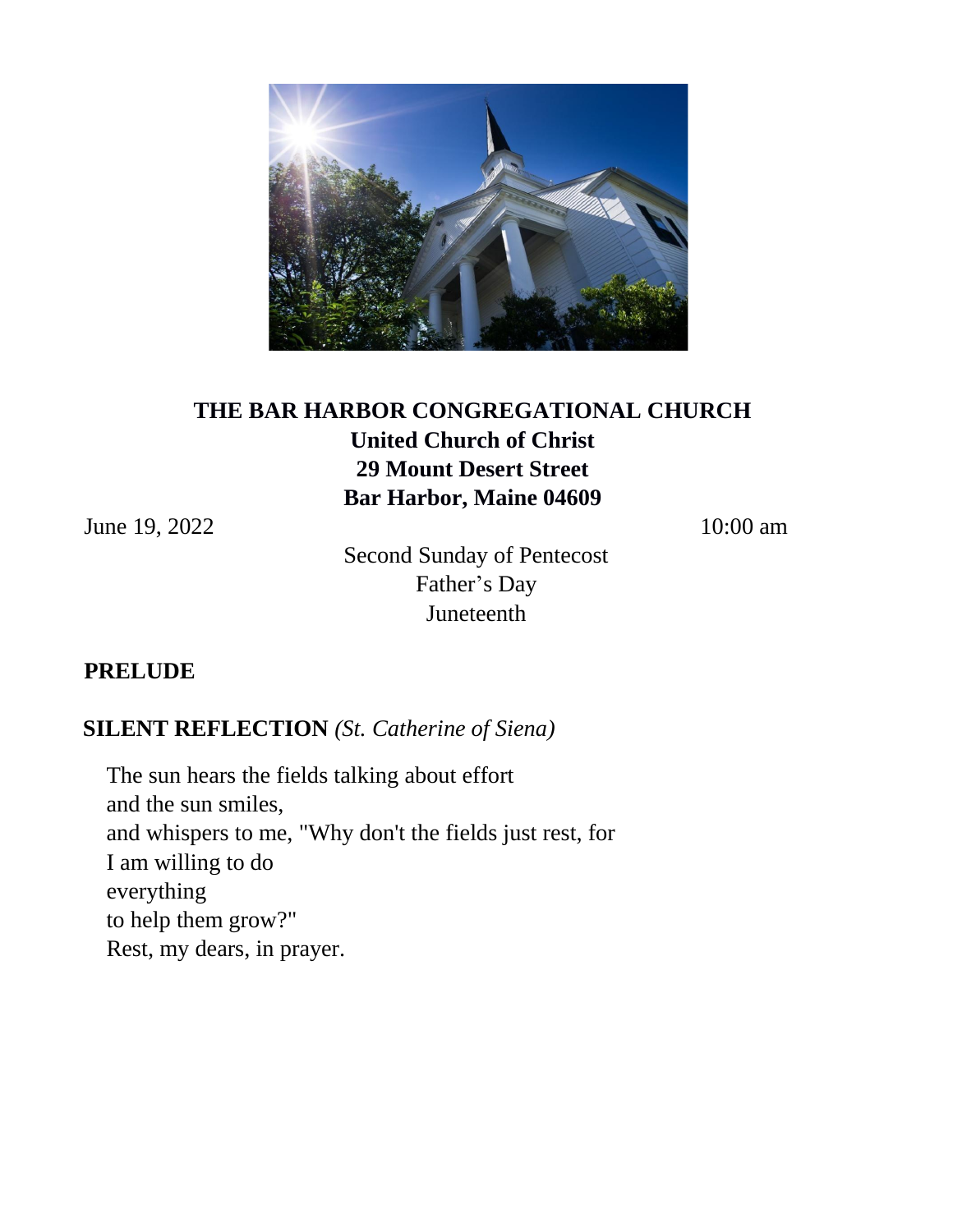# THE BAR HARBOR CONGREGATIONAL CHURCH
## United Church of Christ
## 29 Mount Desert Street
## Bar Harbor, Maine 04609

June 19, 2022 10:00 am

Second Sunday of Pentecost
Father's Day
Juneteenth

**PRELUDE**

**SILENT REFLECTION** *(St. Catherine of Siena)*

The sun hears the fields talking about effort
and the sun smiles,
and whispers to me, "Why don't the fields just rest, for
I am willing to do
everything
to help them grow?"
Rest, my dears, in prayer.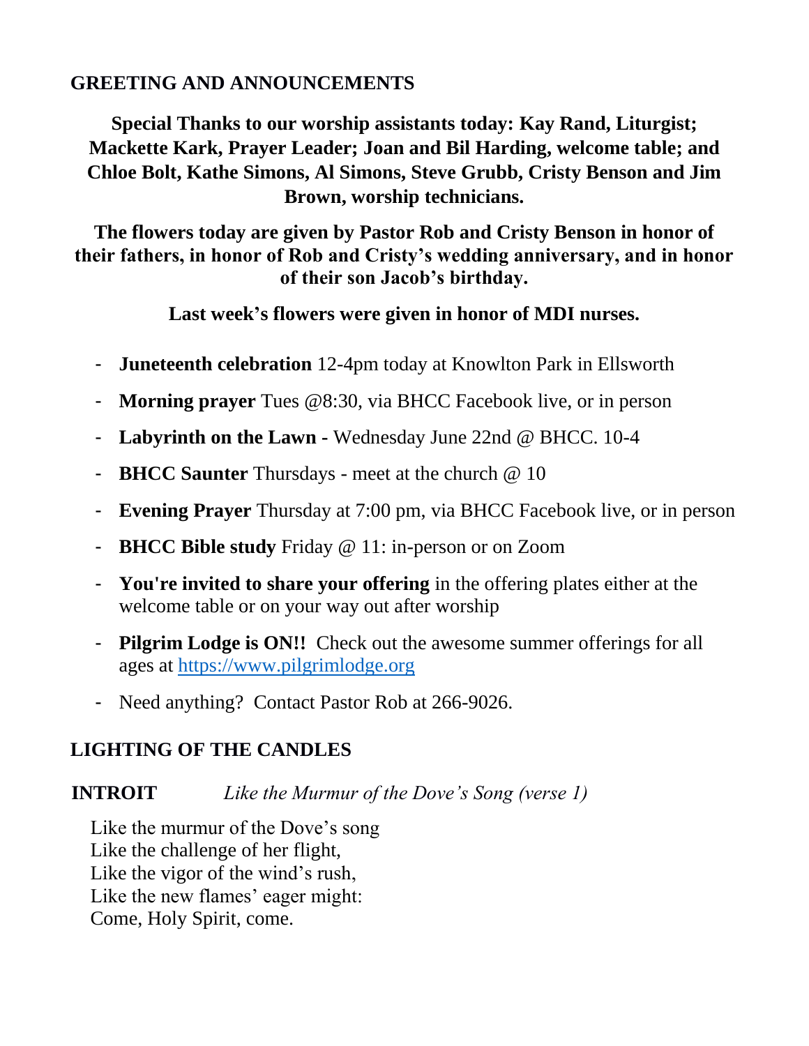## GREETING AND ANNOUNCEMENTS

**Special Thanks to our worship assistants today: Kay Rand, Liturgist; Mackette Kark, Prayer Leader; Joan and Bil Harding, welcome table; and Chloe Bolt, Kathe Simons, Al Simons, Steve Grubb, Cristy Benson and Jim Brown, worship technicians.**

**The flowers today are given by Pastor Rob and Cristy Benson in honor of their fathers, in honor of Rob and Cristy's wedding anniversary, and in honor of their son Jacob's birthday.**

**Last week's flowers were given in honor of MDI nurses.**

- **Juneteenth celebration** 12-4pm today at Knowlton Park in Ellsworth
- **Morning prayer** Tues @8:30, via BHCC Facebook live, or in person
- **Labyrinth on the Lawn -** Wednesday June 22nd @ BHCC. 10-4
- **BHCC Saunter** Thursdays - meet at the church @ 10
- **Evening Prayer** Thursday at 7:00 pm, via BHCC Facebook live, or in person
- **BHCC Bible study** Friday @ 11: in-person or on Zoom
- **You're invited to share your offering** in the offering plates either at the welcome table or on your way out after worship
- **Pilgrim Lodge is ON!!** Check out the awesome summer offerings for all ages at https://www.pilgrimlodge.org
- Need anything? Contact Pastor Rob at 266-9026.

## LIGHTING OF THE CANDLES

## INTROIT *Like the Murmur of the Dove's Song (verse 1)*

Like the murmur of the Dove's song  
Like the challenge of her flight,  
Like the vigor of the wind's rush,  
Like the new flames' eager might:  
Come, Holy Spirit, come.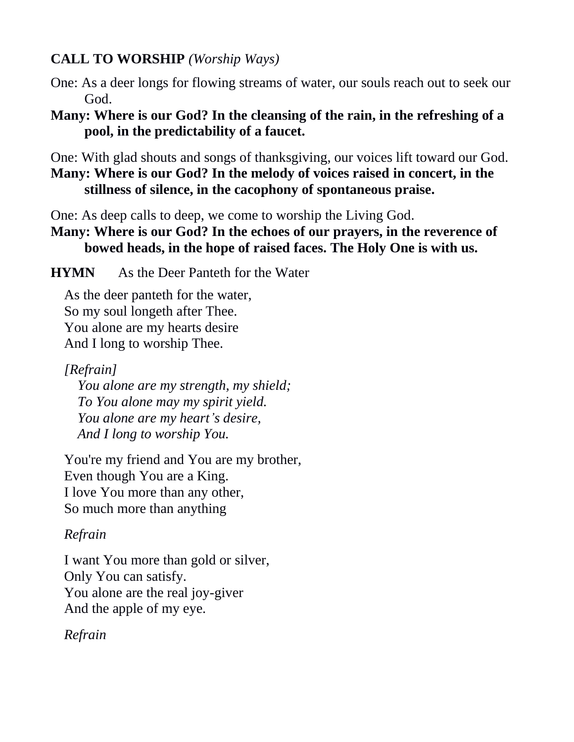**CALL TO WORSHIP** *(Worship Ways)*

One: As a deer longs for flowing streams of water, our souls reach out to seek our God.

**Many: Where is our God? In the cleansing of the rain, in the refreshing of a pool, in the predictability of a faucet.**

One: With glad shouts and songs of thanksgiving, our voices lift toward our God.

**Many: Where is our God? In the melody of voices raised in concert, in the stillness of silence, in the cacophony of spontaneous praise.**

One: As deep calls to deep, we come to worship the Living God.

**Many: Where is our God? In the echoes of our prayers, in the reverence of bowed heads, in the hope of raised faces. The Holy One is with us.**

**HYMN** As the Deer Panteth for the Water

As the deer panteth for the water,
So my soul longeth after Thee.
You alone are my hearts desire
And I long to worship Thee.

*[Refrain]*
*You alone are my strength, my shield;*
*To You alone may my spirit yield.*
*You alone are my heart's desire,*
*And I long to worship You.*

You're my friend and You are my brother,
Even though You are a King.
I love You more than any other,
So much more than anything

*Refrain*

I want You more than gold or silver,
Only You can satisfy.
You alone are the real joy-giver
And the apple of my eye.

*Refrain*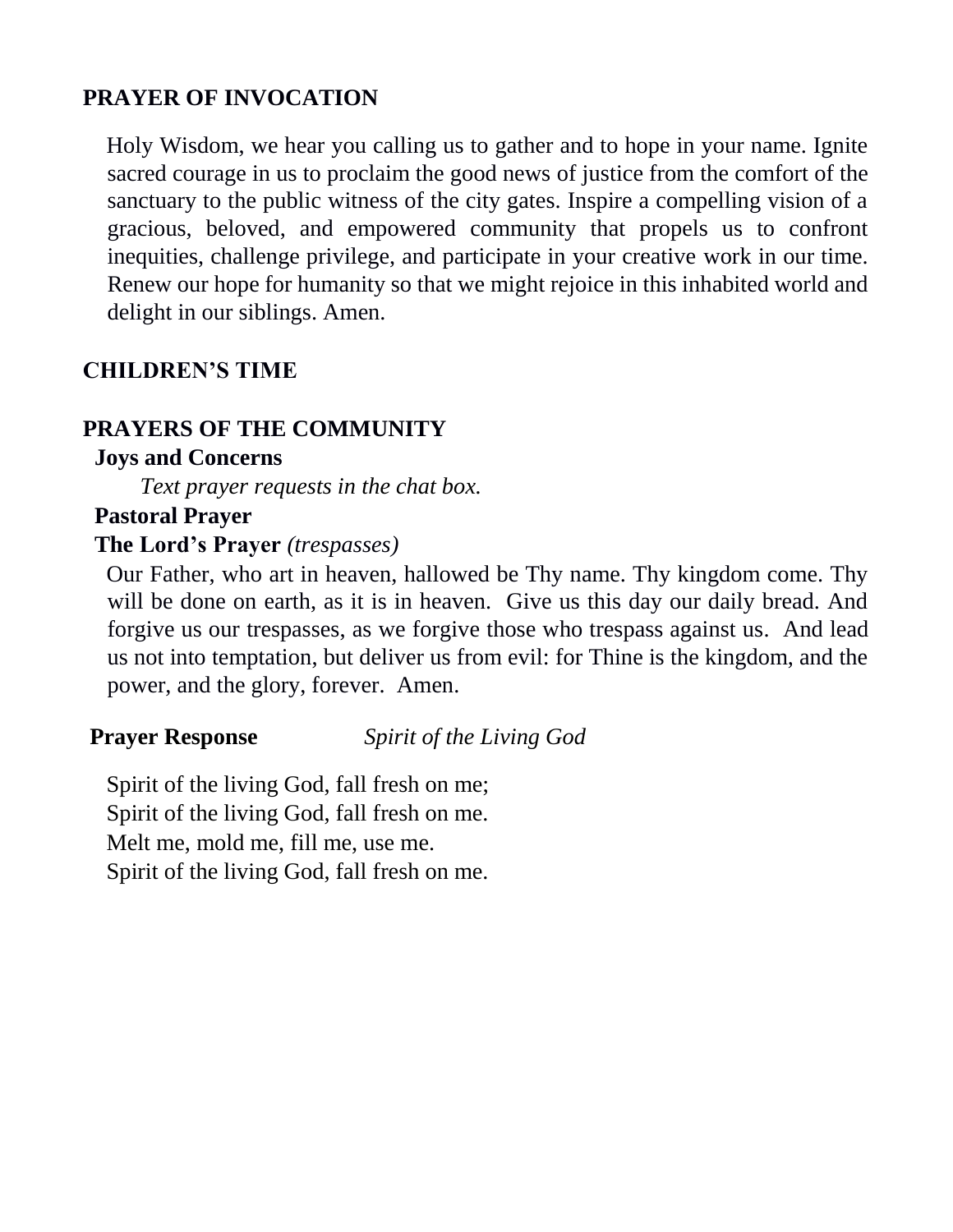**PRAYER OF INVOCATION**

Holy Wisdom, we hear you calling us to gather and to hope in your name. Ignite sacred courage in us to proclaim the good news of justice from the comfort of the sanctuary to the public witness of the city gates. Inspire a compelling vision of a gracious, beloved, and empowered community that propels us to confront inequities, challenge privilege, and participate in your creative work in our time. Renew our hope for humanity so that we might rejoice in this inhabited world and delight in our siblings. Amen.

**CHILDREN'S TIME**

**PRAYERS OF THE COMMUNITY**

**Joys and Concerns**

*Text prayer requests in the chat box.*

**Pastoral Prayer**

**The Lord's Prayer** *(trespasses)*

Our Father, who art in heaven, hallowed be Thy name. Thy kingdom come. Thy will be done on earth, as it is in heaven. Give us this day our daily bread. And forgive us our trespasses, as we forgive those who trespass against us. And lead us not into temptation, but deliver us from evil: for Thine is the kingdom, and the power, and the glory, forever. Amen.

**Prayer Response** *Spirit of the Living God*

Spirit of the living God, fall fresh on me;  
Spirit of the living God, fall fresh on me.  
Melt me, mold me, fill me, use me.  
Spirit of the living God, fall fresh on me.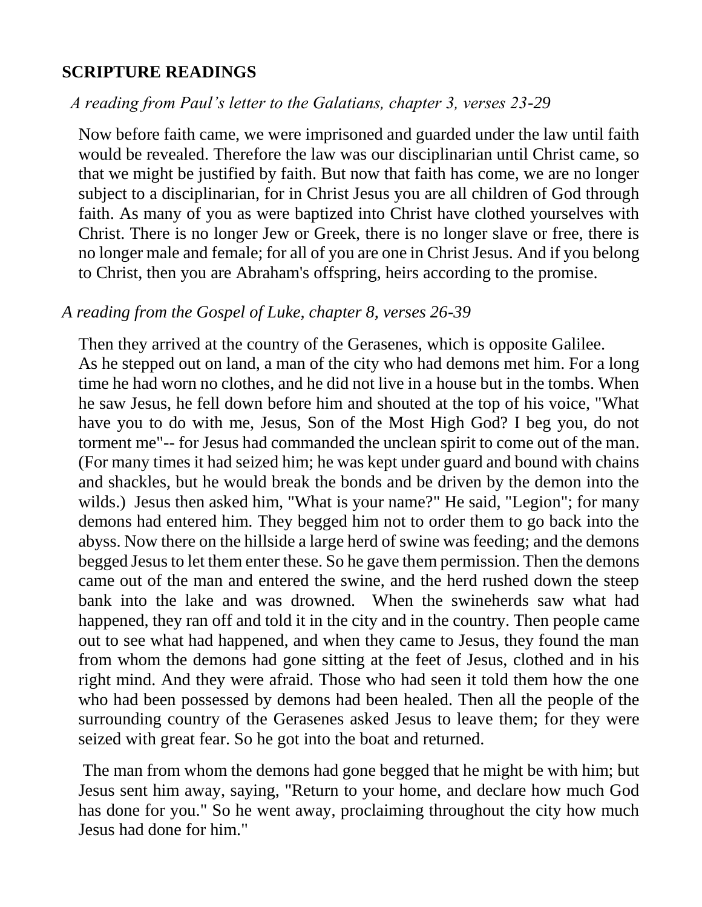## SCRIPTURE READINGS

*A reading from Paul's letter to the Galatians, chapter 3, verses 23-29*

Now before faith came, we were imprisoned and guarded under the law until faith would be revealed. Therefore the law was our disciplinarian until Christ came, so that we might be justified by faith. But now that faith has come, we are no longer subject to a disciplinarian, for in Christ Jesus you are all children of God through faith. As many of you as were baptized into Christ have clothed yourselves with Christ. There is no longer Jew or Greek, there is no longer slave or free, there is no longer male and female; for all of you are one in Christ Jesus. And if you belong to Christ, then you are Abraham's offspring, heirs according to the promise.

*A reading from the Gospel of Luke, chapter 8, verses 26-39*

Then they arrived at the country of the Gerasenes, which is opposite Galilee.
As he stepped out on land, a man of the city who had demons met him. For a long time he had worn no clothes, and he did not live in a house but in the tombs. When he saw Jesus, he fell down before him and shouted at the top of his voice, "What have you to do with me, Jesus, Son of the Most High God? I beg you, do not torment me"-- for Jesus had commanded the unclean spirit to come out of the man. (For many times it had seized him; he was kept under guard and bound with chains and shackles, but he would break the bonds and be driven by the demon into the wilds.) Jesus then asked him, "What is your name?" He said, "Legion"; for many demons had entered him. They begged him not to order them to go back into the abyss. Now there on the hillside a large herd of swine was feeding; and the demons begged Jesus to let them enter these. So he gave them permission. Then the demons came out of the man and entered the swine, and the herd rushed down the steep bank into the lake and was drowned. When the swineherds saw what had happened, they ran off and told it in the city and in the country. Then people came out to see what had happened, and when they came to Jesus, they found the man from whom the demons had gone sitting at the feet of Jesus, clothed and in his right mind. And they were afraid. Those who had seen it told them how the one who had been possessed by demons had been healed. Then all the people of the surrounding country of the Gerasenes asked Jesus to leave them; for they were seized with great fear. So he got into the boat and returned.

The man from whom the demons had gone begged that he might be with him; but Jesus sent him away, saying, "Return to your home, and declare how much God has done for you." So he went away, proclaiming throughout the city how much Jesus had done for him."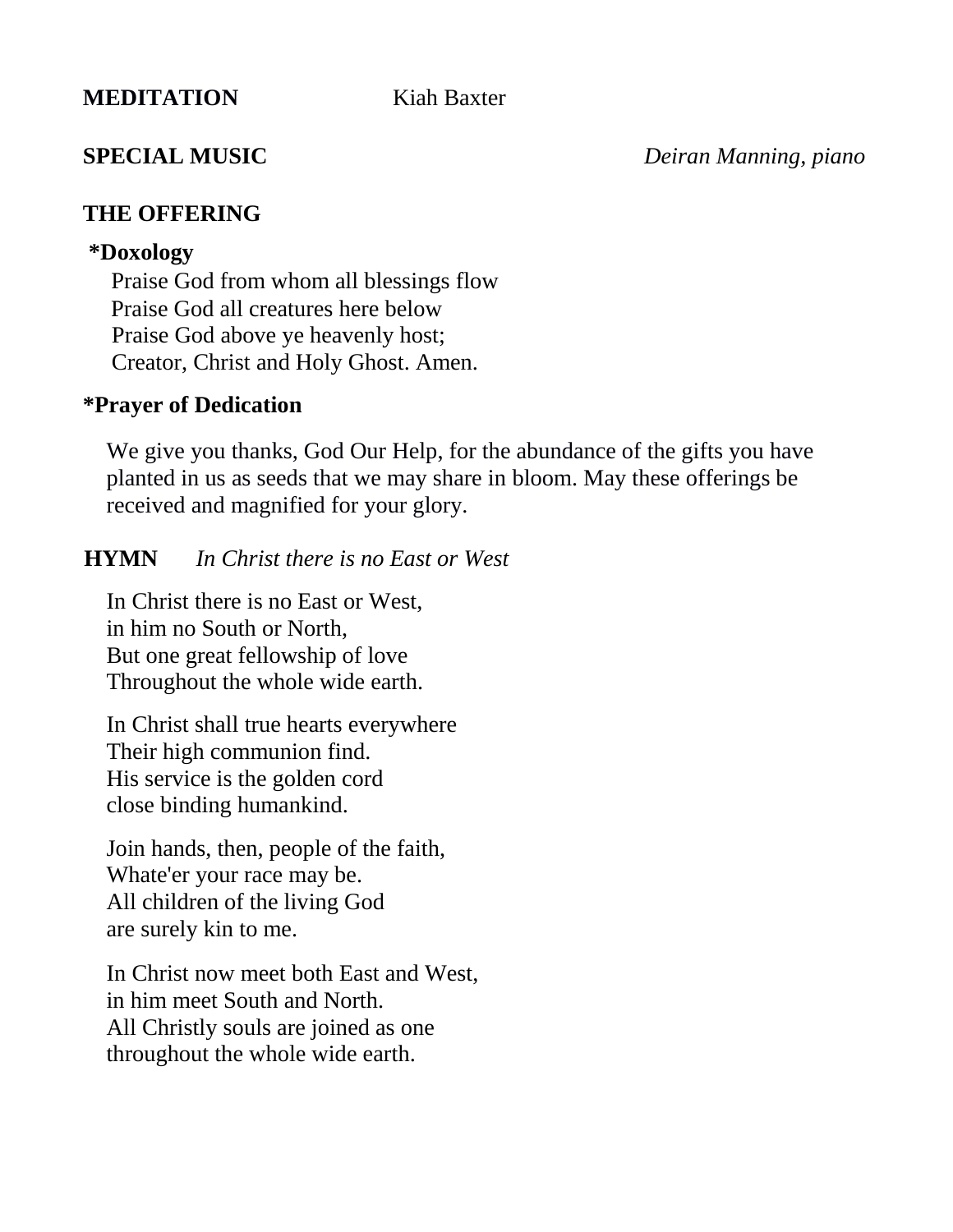**MEDITATION** Kiah Baxter

**SPECIAL MUSIC** *Deiran Manning, piano*

**THE OFFERING**

**\*Doxology**

Praise God from whom all blessings flow
Praise God all creatures here below
Praise God above ye heavenly host;
Creator, Christ and Holy Ghost. Amen.

**\*Prayer of Dedication**

We give you thanks, God Our Help, for the abundance of the gifts you have planted in us as seeds that we may share in bloom. May these offerings be received and magnified for your glory.

**HYMN** *In Christ there is no East or West*

In Christ there is no East or West,
in him no South or North,
But one great fellowship of love
Throughout the whole wide earth.

In Christ shall true hearts everywhere
Their high communion find.
His service is the golden cord
close binding humankind.

Join hands, then, people of the faith,
Whate'er your race may be.
All children of the living God
are surely kin to me.

In Christ now meet both East and West,
in him meet South and North.
All Christly souls are joined as one
throughout the whole wide earth.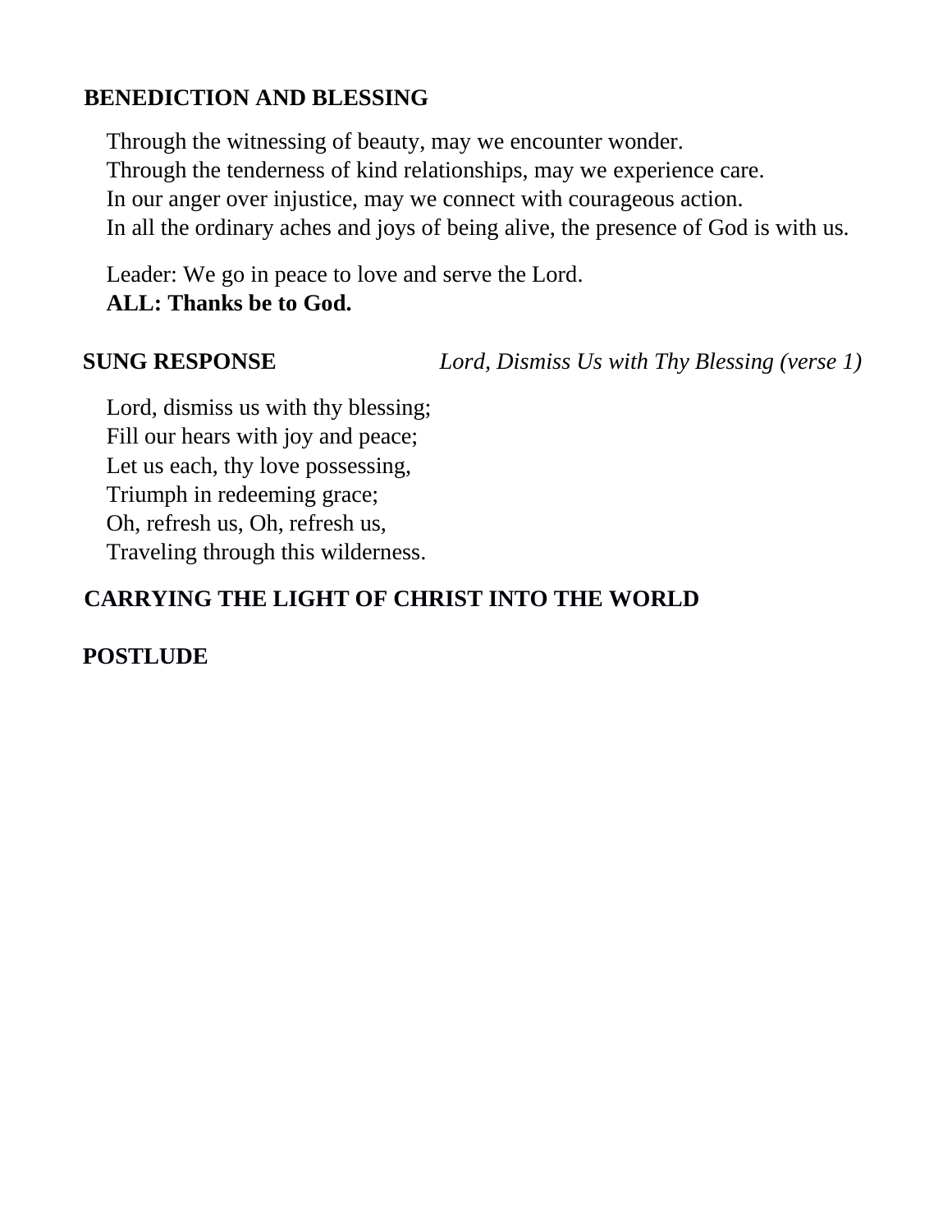**BENEDICTION AND BLESSING**

Through the witnessing of beauty, may we encounter wonder.
Through the tenderness of kind relationships, may we experience care.
In our anger over injustice, may we connect with courageous action.
In all the ordinary aches and joys of being alive, the presence of God is with us.

Leader: We go in peace to love and serve the Lord.
**ALL: Thanks be to God.**

**SUNG RESPONSE** *Lord, Dismiss Us with Thy Blessing (verse 1)*

Lord, dismiss us with thy blessing;
Fill our hears with joy and peace;
Let us each, thy love possessing,
Triumph in redeeming grace;
Oh, refresh us, Oh, refresh us,
Traveling through this wilderness.

**CARRYING THE LIGHT OF CHRIST INTO THE WORLD**

**POSTLUDE**